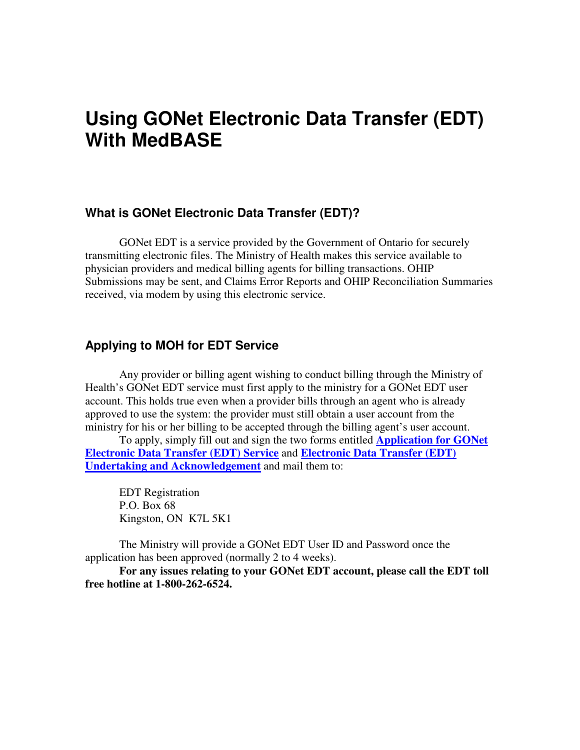# Using GONet Electronic Data Transfer (EDT) With MedBASE

## What is GONet Electronic Data Transfer (EDT)?

GONet EDT is a service provided by the Government of Ontario for securely transmitting electronic files. The Ministry of Health makes this service available to physician providers and medical billing agents for billing transactions. OHIP Submissions may be sent, and Claims Error Reports and OHIP Reconciliation Summaries received, via modem by using this electronic service.

## Applying to MOH for EDT Service

Any provider or billing agent wishing to conduct billing through the Ministry of Health's GONet EDT service must first apply to the ministry for a GONet EDT user account. This holds true even when a provider bills through an agent who is already approved to use the system: the provider must still obtain a user account from the ministry for his or her billing to be accepted through the billing agent's user account.

To apply, simply fill out and sign the two forms entitled **Application for GONet Electronic Data Transfer (EDT) Service** and **Electronic Data Transfer (EDT) Undertaking and Acknowledgement** and mail them to:

EDT Registration
P.O. Box 68
Kingston, ON K7L 5K1

The Ministry will provide a GONet EDT User ID and Password once the application has been approved (normally 2 to 4 weeks).

**For any issues relating to your GONet EDT account, please call the EDT toll free hotline at 1-800-262-6524.**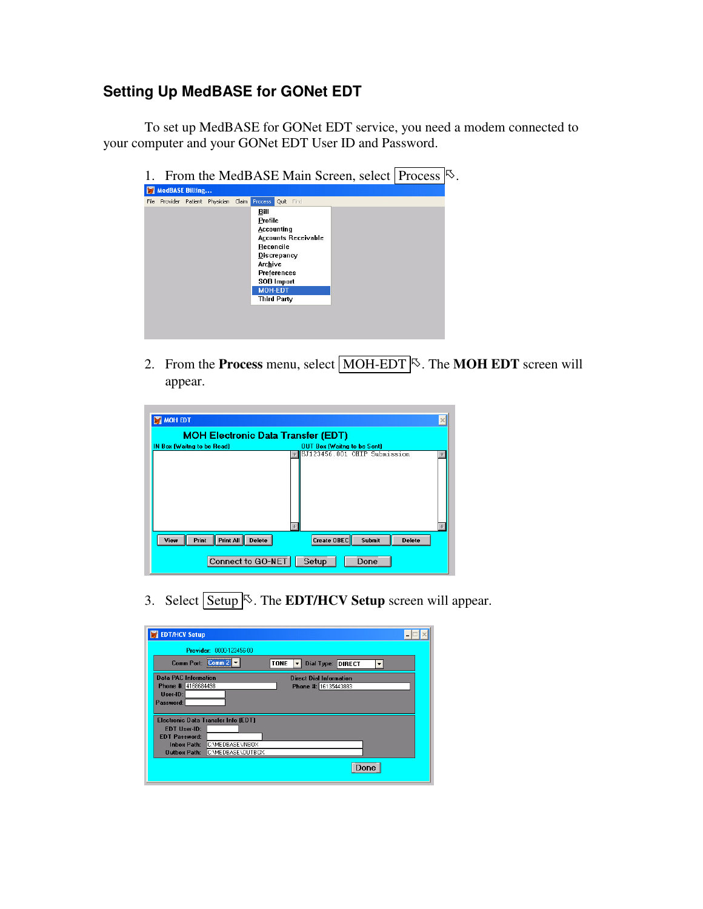## Setting Up MedBASE for GONet EDT

To set up MedBASE for GONet EDT service, you need a modem connected to your computer and your GONet EDT User ID and Password.

1. From the MedBASE Main Screen, select Process.

2. From the **Process** menu, select MOH-EDT. The **MOH EDT** screen will appear.

3. Select Setup. The **EDT/HCV Setup** screen will appear.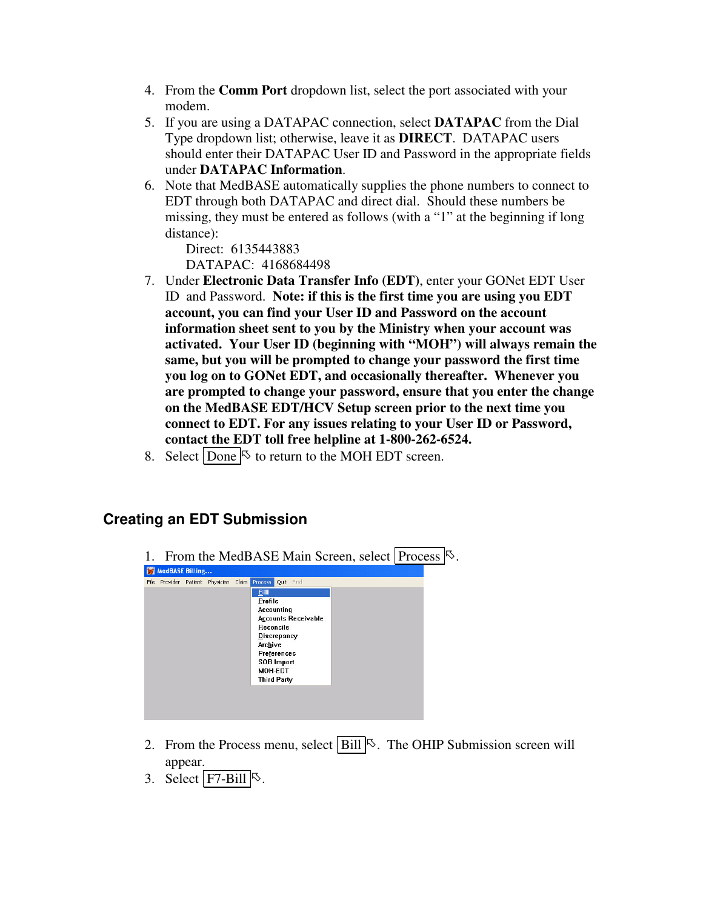4. From the **Comm Port** dropdown list, select the port associated with your modem.
5. If you are using a DATAPAC connection, select **DATAPAC** from the Dial Type dropdown list; otherwise, leave it as **DIRECT**. DATAPAC users should enter their DATAPAC User ID and Password in the appropriate fields under **DATAPAC Information**.
6. Note that MedBASE automatically supplies the phone numbers to connect to EDT through both DATAPAC and direct dial. Should these numbers be missing, they must be entered as follows (with a "1" at the beginning if long distance):

   Direct: 6135443883
   DATAPAC: 4168684498
7. Under **Electronic Data Transfer Info (EDT)**, enter your GONet EDT User ID and Password. **Note: if this is the first time you are using you EDT account, you can find your User ID and Password on the account information sheet sent to you by the Ministry when your account was activated. Your User ID (beginning with "MOH") will always remain the same, but you will be prompted to change your password the first time you log on to GONet EDT, and occasionally thereafter. Whenever you are prompted to change your password, ensure that you enter the change on the MedBASE EDT/HCV Setup screen prior to the next time you connect to EDT. For any issues relating to your User ID or Password, contact the EDT toll free helpline at 1-800-262-6524.**
8. Select Done to return to the MOH EDT screen.

## Creating an EDT Submission

1. From the MedBASE Main Screen, select Process.
2. From the Process menu, select Bill. The OHIP Submission screen will appear.
3. Select F7-Bill.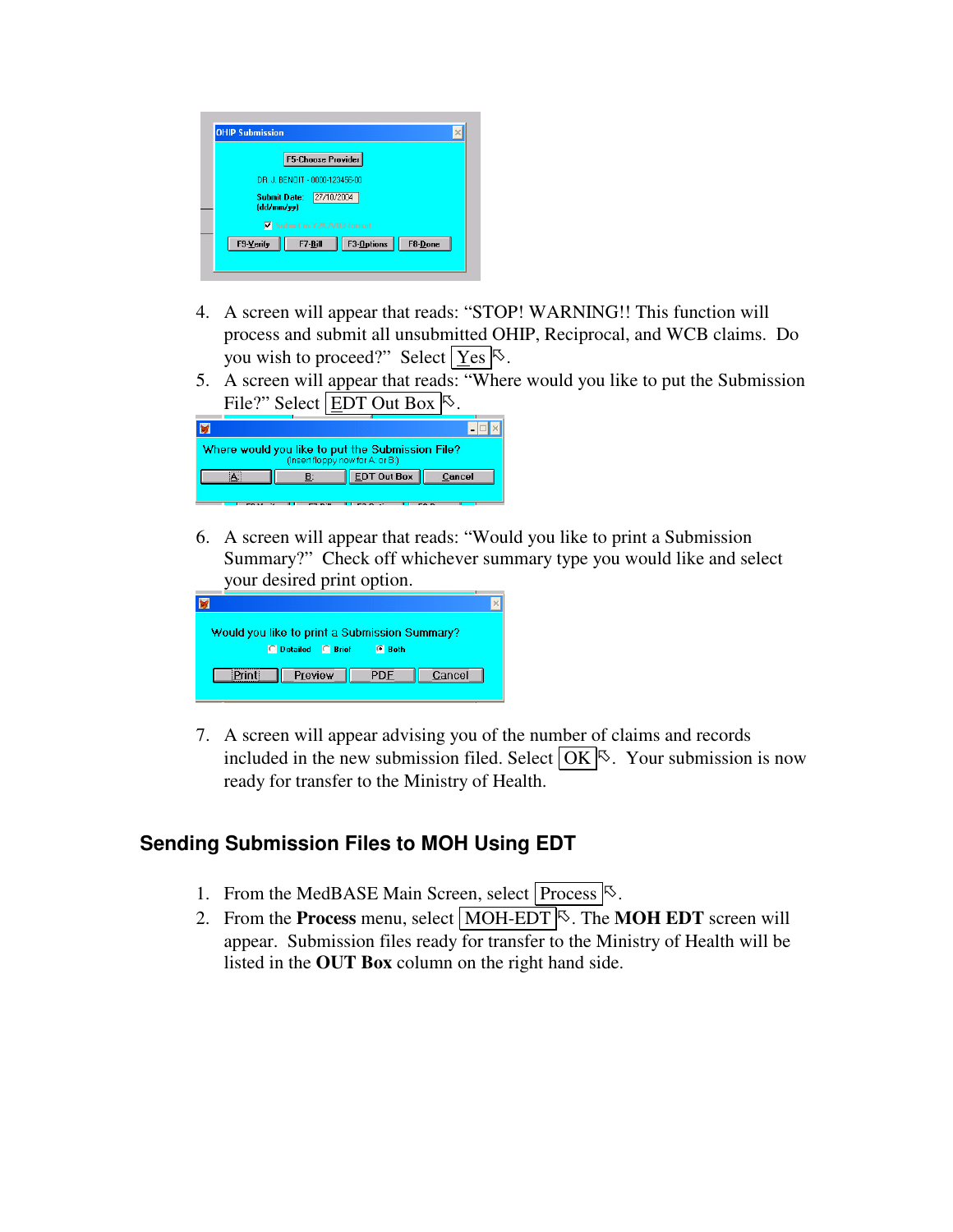4. A screen will appear that reads: "STOP! WARNING!! This function will process and submit all unsubmitted OHIP, Reciprocal, and WCB claims. Do you wish to proceed?" Select Yes.
5. A screen will appear that reads: "Where would you like to put the Submission File?" Select EDT Out Box.

6. A screen will appear that reads: "Would you like to print a Submission Summary?" Check off whichever summary type you would like and select your desired print option.

7. A screen will appear advising you of the number of claims and records included in the new submission filed. Select OK. Your submission is now ready for transfer to the Ministry of Health.

## Sending Submission Files to MOH Using EDT

1. From the MedBASE Main Screen, select Process.
2. From the **Process** menu, select MOH-EDT. The **MOH EDT** screen will appear. Submission files ready for transfer to the Ministry of Health will be listed in the **OUT Box** column on the right hand side.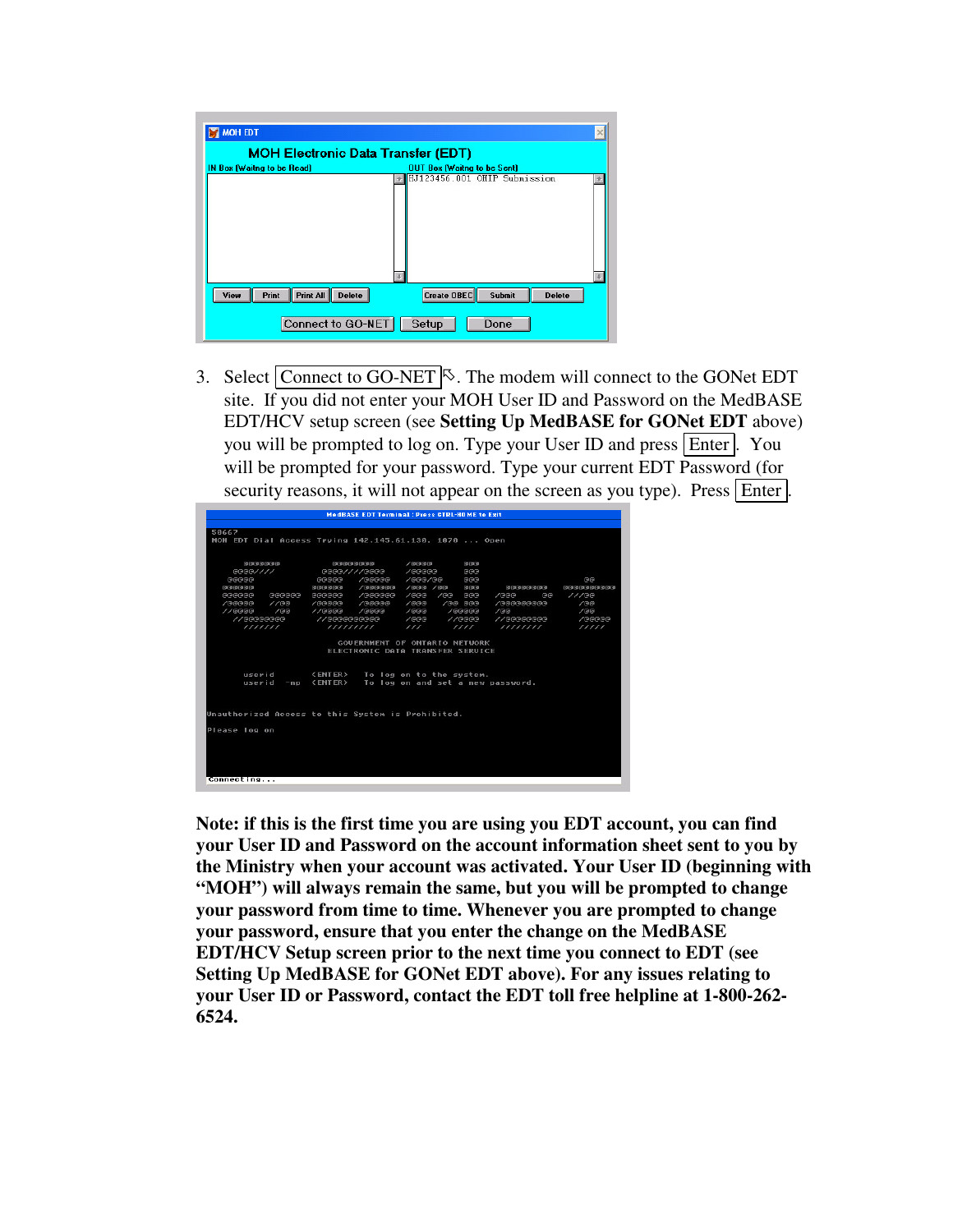3. Select Connect to GO-NET. The modem will connect to the GONet EDT site. If you did not enter your MOH User ID and Password on the MedBASE EDT/HCV setup screen (see **Setting Up MedBASE for GONet EDT** above) you will be prompted to log on. Type your User ID and press Enter. You will be prompted for your password. Type your current EDT Password (for security reasons, it will not appear on the screen as you type). Press Enter.

**Note: if this is the first time you are using you EDT account, you can find your User ID and Password on the account information sheet sent to you by the Ministry when your account was activated. Your User ID (beginning with "MOH") will always remain the same, but you will be prompted to change your password from time to time. Whenever you are prompted to change your password, ensure that you enter the change on the MedBASE EDT/HCV Setup screen prior to the next time you connect to EDT (see Setting Up MedBASE for GONet EDT above). For any issues relating to your User ID or Password, contact the EDT toll free helpline at 1-800-262-6524.**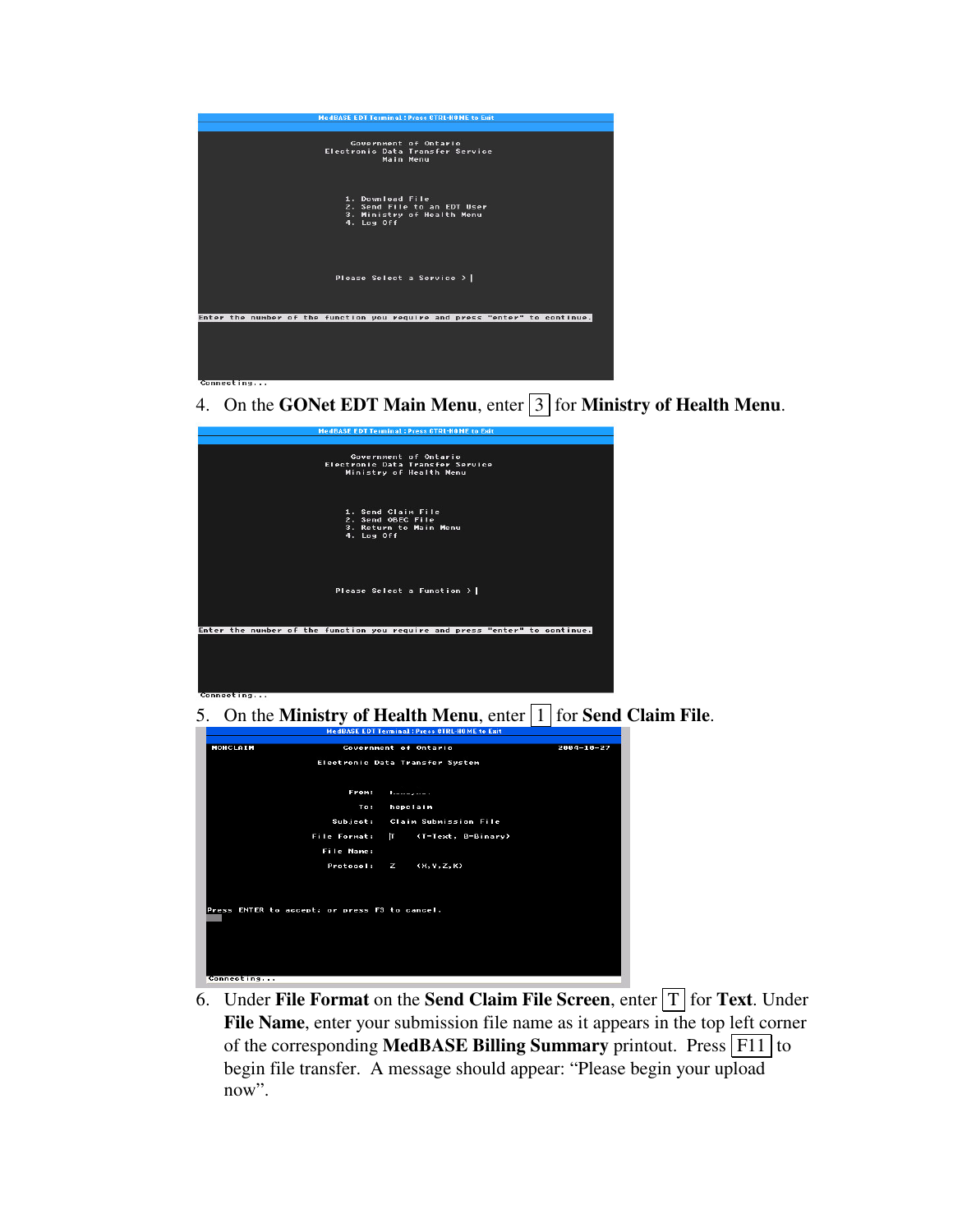4. On the **GONet EDT Main Menu**, enter 3 for **Ministry of Health Menu**.

5. On the **Ministry of Health Menu**, enter 1 for **Send Claim File**.

6. Under **File Format** on the **Send Claim File Screen**, enter T for **Text**. Under **File Name**, enter your submission file name as it appears in the top left corner of the corresponding **MedBASE Billing Summary** printout. Press F11 to begin file transfer. A message should appear: "Please begin your upload now".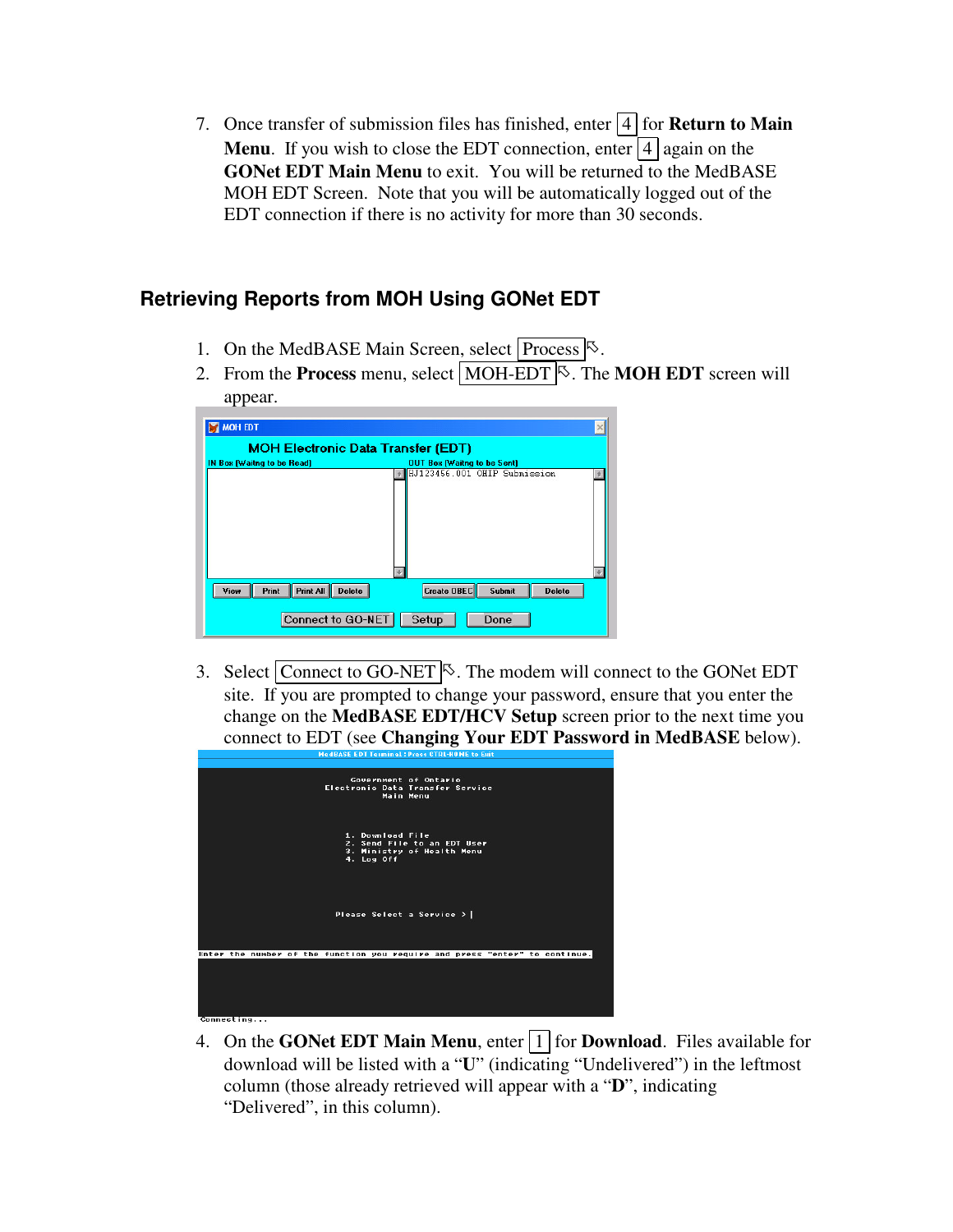7. Once transfer of submission files has finished, enter [4] for **Return to Main Menu**. If you wish to close the EDT connection, enter [4] again on the **GONet EDT Main Menu** to exit. You will be returned to the MedBASE MOH EDT Screen. Note that you will be automatically logged out of the EDT connection if there is no activity for more than 30 seconds.

## Retrieving Reports from MOH Using GONet EDT

1. On the MedBASE Main Screen, select [Process].
2. From the **Process** menu, select [MOH-EDT]. The **MOH EDT** screen will appear.
3. Select [Connect to GO-NET]. The modem will connect to the GONet EDT site. If you are prompted to change your password, ensure that you enter the change on the **MedBASE EDT/HCV Setup** screen prior to the next time you connect to EDT (see **Changing Your EDT Password in MedBASE** below).
4. On the **GONet EDT Main Menu**, enter [1] for **Download**. Files available for download will be listed with a "**U**" (indicating "Undelivered") in the leftmost column (those already retrieved will appear with a "**D**", indicating "Delivered", in this column).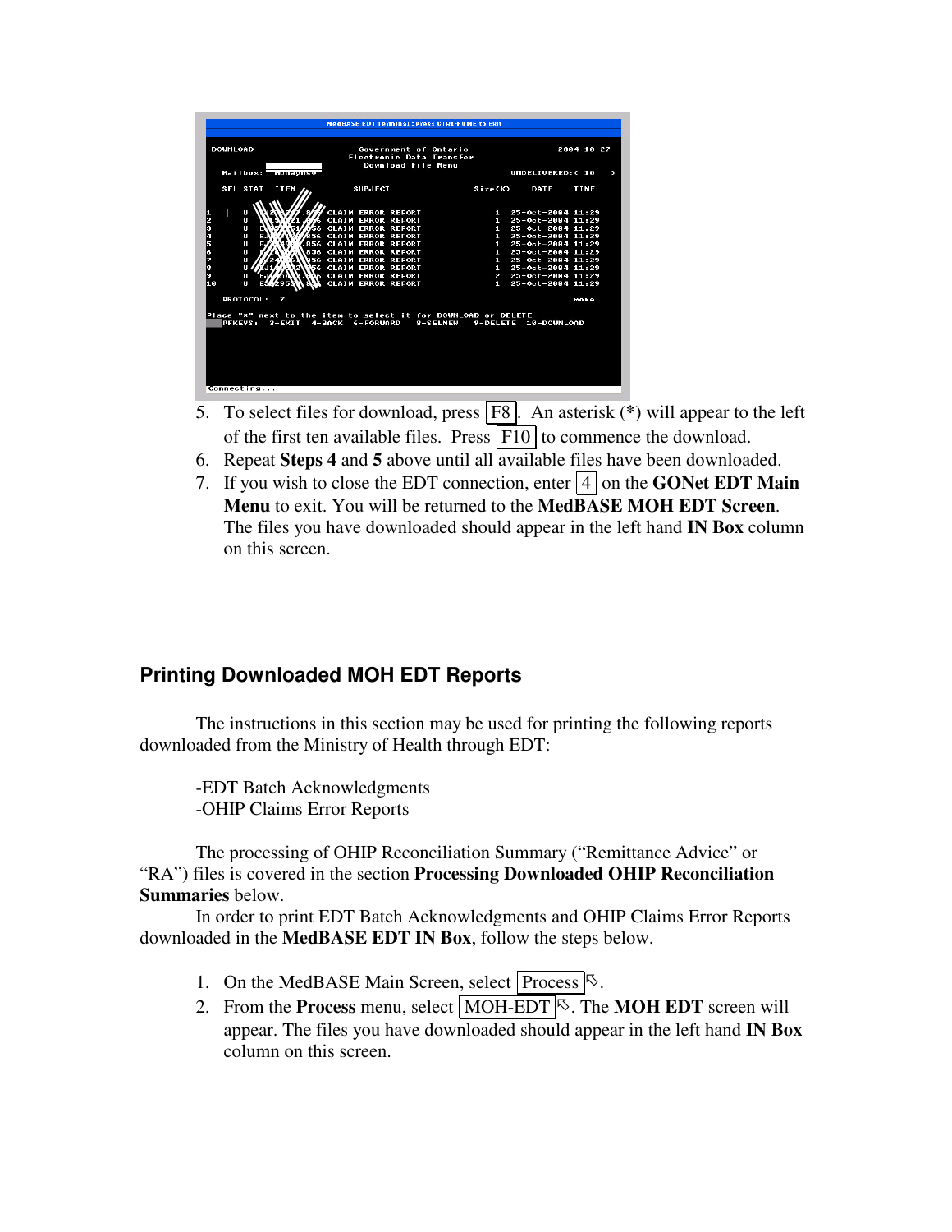5. To select files for download, press F8. An asterisk (*) will appear to the left of the first ten available files. Press F10 to commence the download.
6. Repeat **Steps 4** and **5** above until all available files have been downloaded.
7. If you wish to close the EDT connection, enter 4 on the **GONet EDT Main Menu** to exit. You will be returned to the **MedBASE MOH EDT Screen**. The files you have downloaded should appear in the left hand **IN Box** column on this screen.

## Printing Downloaded MOH EDT Reports

The instructions in this section may be used for printing the following reports downloaded from the Ministry of Health through EDT:

-EDT Batch Acknowledgments
-OHIP Claims Error Reports

The processing of OHIP Reconciliation Summary ("Remittance Advice" or "RA") files is covered in the section **Processing Downloaded OHIP Reconciliation Summaries** below.

In order to print EDT Batch Acknowledgments and OHIP Claims Error Reports downloaded in the **MedBASE EDT IN Box**, follow the steps below.

1. On the MedBASE Main Screen, select Process.
2. From the **Process** menu, select MOH-EDT. The **MOH EDT** screen will appear. The files you have downloaded should appear in the left hand **IN Box** column on this screen.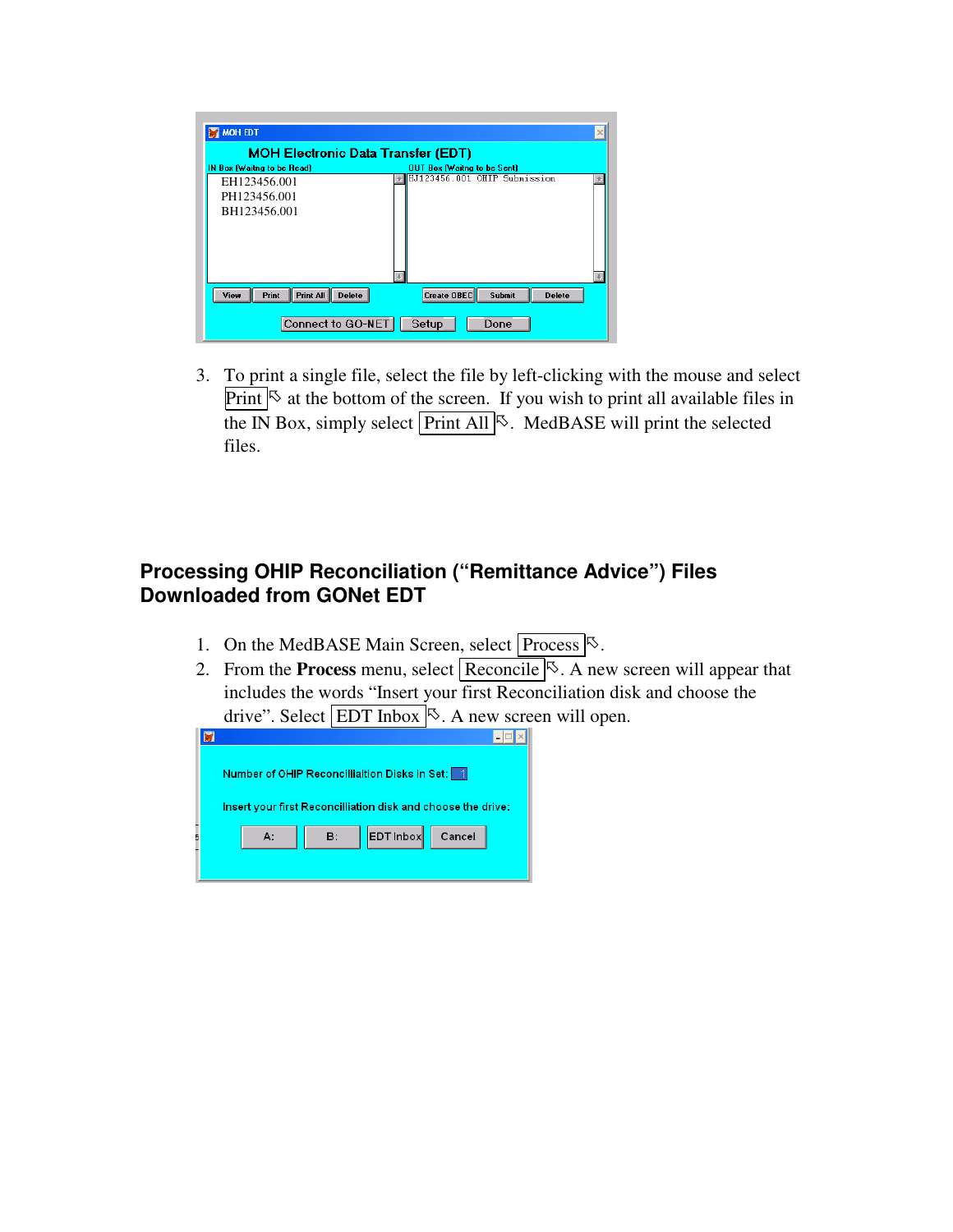3. To print a single file, select the file by left-clicking with the mouse and select Print at the bottom of the screen. If you wish to print all available files in the IN Box, simply select Print All. MedBASE will print the selected files.

## Processing OHIP Reconciliation ("Remittance Advice") Files Downloaded from GONet EDT

1. On the MedBASE Main Screen, select Process.
2. From the **Process** menu, select Reconcile. A new screen will appear that includes the words "Insert your first Reconciliation disk and choose the drive". Select EDT Inbox. A new screen will open.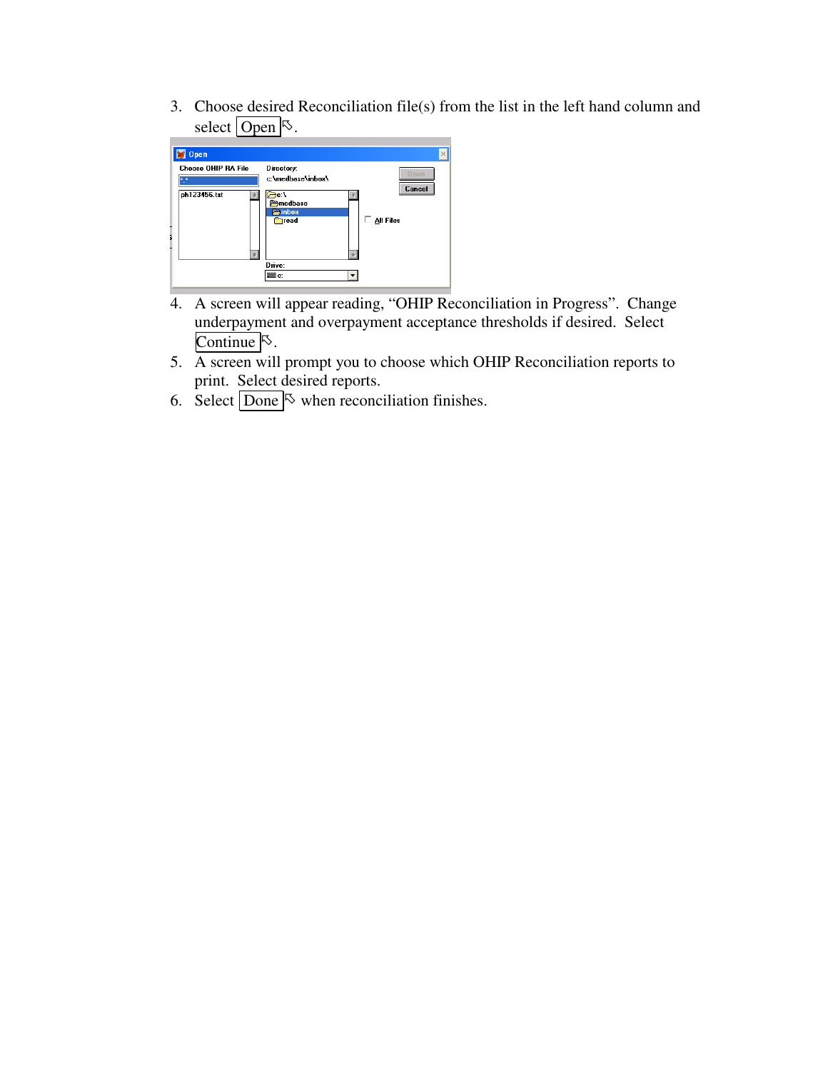3. Choose desired Reconciliation file(s) from the list in the left hand column and select Open.

4. A screen will appear reading, "OHIP Reconciliation in Progress". Change underpayment and overpayment acceptance thresholds if desired. Select Continue.
5. A screen will prompt you to choose which OHIP Reconciliation reports to print. Select desired reports.
6. Select Done when reconciliation finishes.